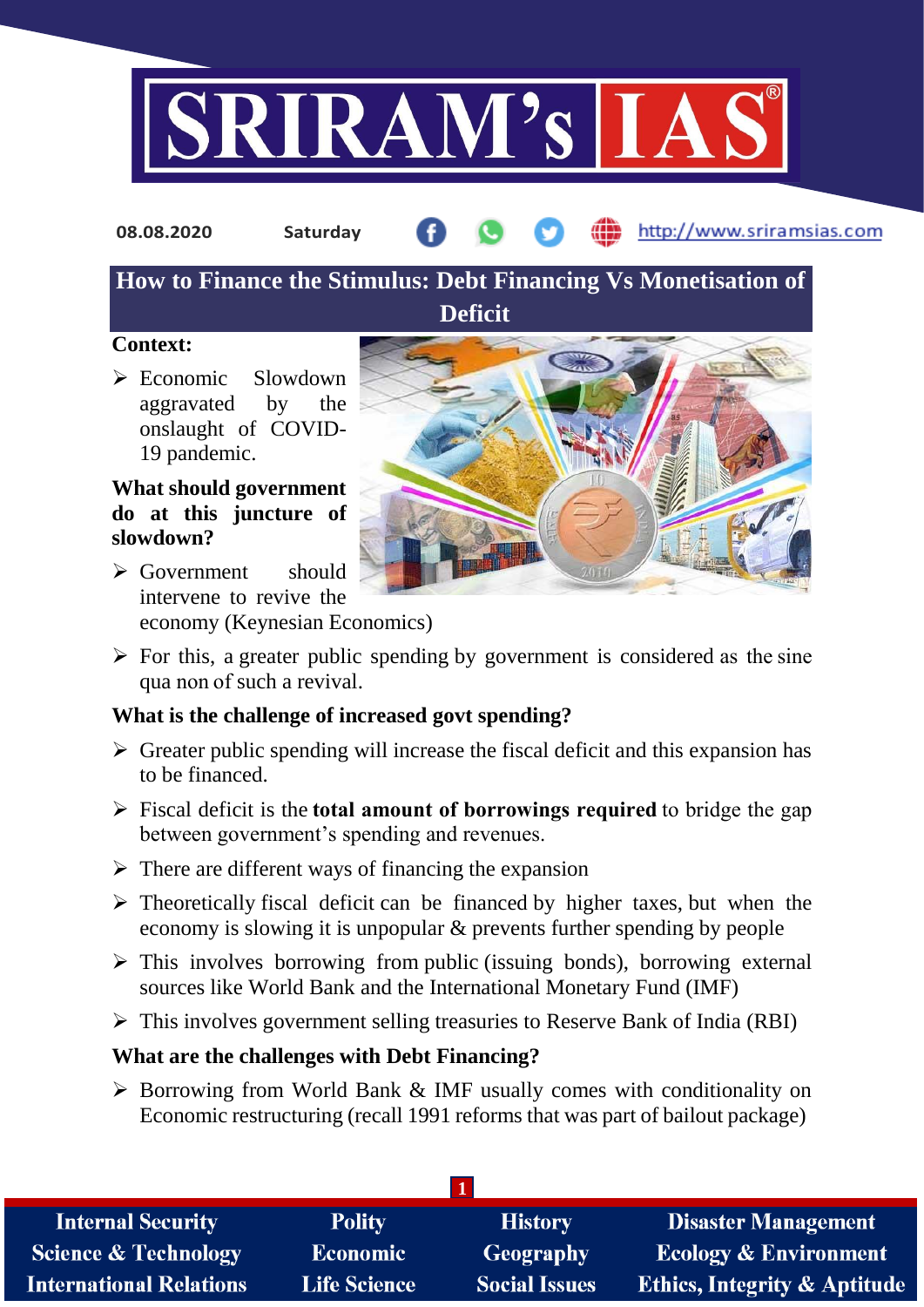08.08.2020 Saturday http://www.sriramsias.com

# How to Finance the Stimulus: Debt Financing Vs Monetisation of Deficit

**Context:**

- Economic Slowdown aggravated by the onslaught of COVID-19 pandemic.

**What should government do at this juncture of slowdown?**

- Government should intervene to revive the economy (Keynesian Economics)
- For this, a greater public spending by government is considered as the sine qua non of such a revival.

**What is the challenge of increased govt spending?**

- Greater public spending will increase the fiscal deficit and this expansion has to be financed.
- Fiscal deficit is the **total amount of borrowings required** to bridge the gap between government's spending and revenues.
- There are different ways of financing the expansion
- Theoretically fiscal deficit can be financed by higher taxes, but when the economy is slowing it is unpopular & prevents further spending by people
- This involves borrowing from public (issuing bonds), borrowing external sources like World Bank and the International Monetary Fund (IMF)
- This involves government selling treasuries to Reserve Bank of India (RBI)

**What are the challenges with Debt Financing?**

- Borrowing from World Bank & IMF usually comes with conditionality on Economic restructuring (recall 1991 reforms that was part of bailout package)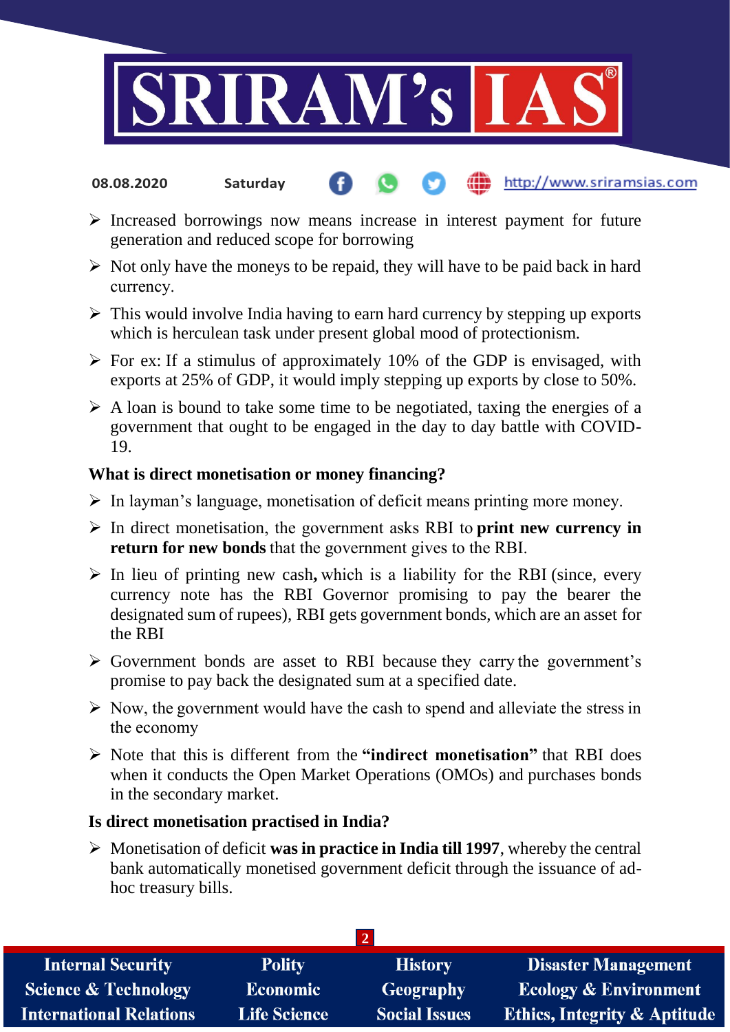- Increased borrowings now means increase in interest payment for future generation and reduced scope for borrowing
- Not only have the moneys to be repaid, they will have to be paid back in hard currency.
- This would involve India having to earn hard currency by stepping up exports which is herculean task under present global mood of protectionism.
- For ex: If a stimulus of approximately 10% of the GDP is envisaged, with exports at 25% of GDP, it would imply stepping up exports by close to 50%.
- A loan is bound to take some time to be negotiated, taxing the energies of a government that ought to be engaged in the day to day battle with COVID-19.

**What is direct monetisation or money financing?**

- In layman's language, monetisation of deficit means printing more money.
- In direct monetisation, the government asks RBI to **print new currency in return for new bonds** that the government gives to the RBI.
- In lieu of printing new cash**,** which is a liability for the RBI (since, every currency note has the RBI Governor promising to pay the bearer the designated sum of rupees), RBI gets government bonds, which are an asset for the RBI
- Government bonds are asset to RBI because they carry the government's promise to pay back the designated sum at a specified date.
- Now, the government would have the cash to spend and alleviate the stress in the economy
- Note that this is different from the **"indirect monetisation"** that RBI does when it conducts the Open Market Operations (OMOs) and purchases bonds in the secondary market.

**Is direct monetisation practised in India?**

- Monetisation of deficit **was in practice in India till 1997**, whereby the central bank automatically monetised government deficit through the issuance of ad-hoc treasury bills.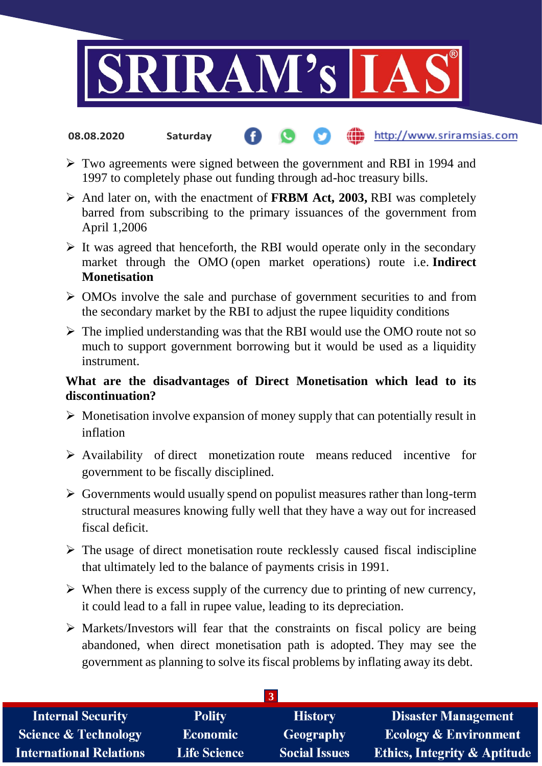- Two agreements were signed between the government and RBI in 1994 and 1997 to completely phase out funding through ad-hoc treasury bills.
- And later on, with the enactment of **FRBM Act, 2003,** RBI was completely barred from subscribing to the primary issuances of the government from April 1,2006
- It was agreed that henceforth, the RBI would operate only in the secondary market through the OMO (open market operations) route i.e. **Indirect Monetisation**
- OMOs involve the sale and purchase of government securities to and from the secondary market by the RBI to adjust the rupee liquidity conditions
- The implied understanding was that the RBI would use the OMO route not so much to support government borrowing but it would be used as a liquidity instrument.

**What are the disadvantages of Direct Monetisation which lead to its discontinuation?**

- Monetisation involve expansion of money supply that can potentially result in inflation
- Availability of direct monetization route means reduced incentive for government to be fiscally disciplined.
- Governments would usually spend on populist measures rather than long-term structural measures knowing fully well that they have a way out for increased fiscal deficit.
- The usage of direct monetisation route recklessly caused fiscal indiscipline that ultimately led to the balance of payments crisis in 1991.
- When there is excess supply of the currency due to printing of new currency, it could lead to a fall in rupee value, leading to its depreciation.
- Markets/Investors will fear that the constraints on fiscal policy are being abandoned, when direct monetisation path is adopted. They may see the government as planning to solve its fiscal problems by inflating away its debt.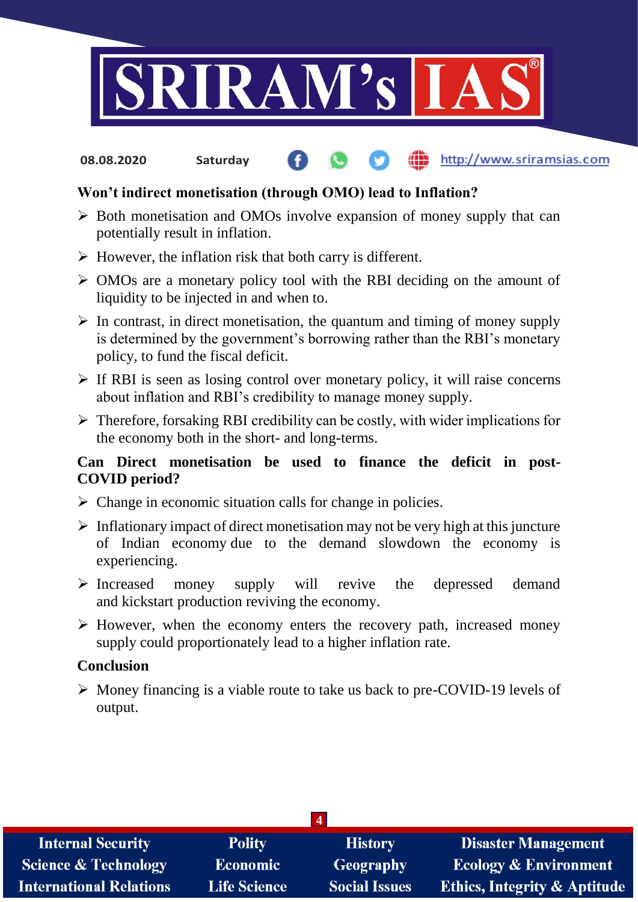**Won't indirect monetisation (through OMO) lead to Inflation?**

- Both monetisation and OMOs involve expansion of money supply that can potentially result in inflation.
- However, the inflation risk that both carry is different.
- OMOs are a monetary policy tool with the RBI deciding on the amount of liquidity to be injected in and when to.
- In contrast, in direct monetisation, the quantum and timing of money supply is determined by the government's borrowing rather than the RBI's monetary policy, to fund the fiscal deficit.
- If RBI is seen as losing control over monetary policy, it will raise concerns about inflation and RBI's credibility to manage money supply.
- Therefore, forsaking RBI credibility can be costly, with wider implications for the economy both in the short- and long-terms.

**Can Direct monetisation be used to finance the deficit in post-COVID period?**

- Change in economic situation calls for change in policies.
- Inflationary impact of direct monetisation may not be very high at this juncture of Indian economy due to the demand slowdown the economy is experiencing.
- Increased money supply will revive the depressed demand and kickstart production reviving the economy.
- However, when the economy enters the recovery path, increased money supply could proportionately lead to a higher inflation rate.

**Conclusion**

- Money financing is a viable route to take us back to pre-COVID-19 levels of output.